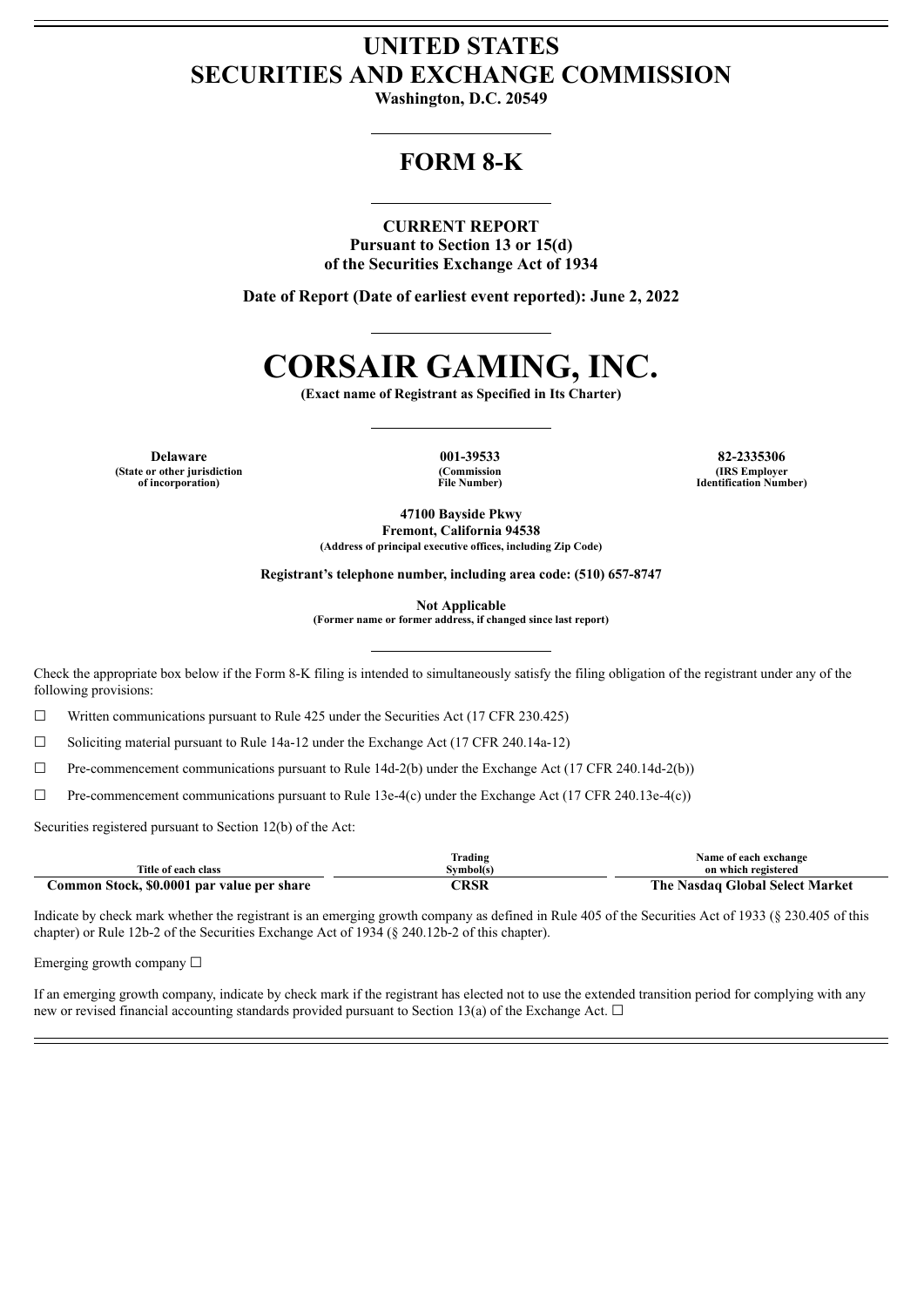# UNITED STATES
# SECURITIES AND EXCHANGE COMMISSION

**Washington, D.C. 20549**

---

## FORM 8-K

---

**CURRENT REPORT**
**Pursuant to Section 13 or 15(d)**
**of the Securities Exchange Act of 1934**

**Date of Report (Date of earliest event reported): June 2, 2022**

---

# CORSAIR GAMING, INC.

**(Exact name of Registrant as Specified in Its Charter)**

---

| **Delaware** | **001-39533** | **82-2335306** |
|---|---|---|
| **(State or other jurisdiction of incorporation)** | **(Commission File Number)** | **(IRS Employer Identification Number)** |

**47100 Bayside Pkwy**
**Fremont, California 94538**
**(Address of principal executive offices, including Zip Code)**

**Registrant's telephone number, including area code: (510) 657-8747**

**Not Applicable**
**(Former name or former address, if changed since last report)**

---

Check the appropriate box below if the Form 8-K filing is intended to simultaneously satisfy the filing obligation of the registrant under any of the following provisions:

☐ Written communications pursuant to Rule 425 under the Securities Act (17 CFR 230.425)

☐ Soliciting material pursuant to Rule 14a-12 under the Exchange Act (17 CFR 240.14a-12)

☐ Pre-commencement communications pursuant to Rule 14d-2(b) under the Exchange Act (17 CFR 240.14d-2(b))

☐ Pre-commencement communications pursuant to Rule 13e-4(c) under the Exchange Act (17 CFR 240.13e-4(c))

Securities registered pursuant to Section 12(b) of the Act:

| Title of each class | Trading Symbol(s) | Name of each exchange on which registered |
|---|---|---|
| **Common Stock, $0.0001 par value per share** | **CRSR** | **The Nasdaq Global Select Market** |

Indicate by check mark whether the registrant is an emerging growth company as defined in Rule 405 of the Securities Act of 1933 (§ 230.405 of this chapter) or Rule 12b-2 of the Securities Exchange Act of 1934 (§ 240.12b-2 of this chapter).

Emerging growth company ☐

If an emerging growth company, indicate by check mark if the registrant has elected not to use the extended transition period for complying with any new or revised financial accounting standards provided pursuant to Section 13(a) of the Exchange Act. ☐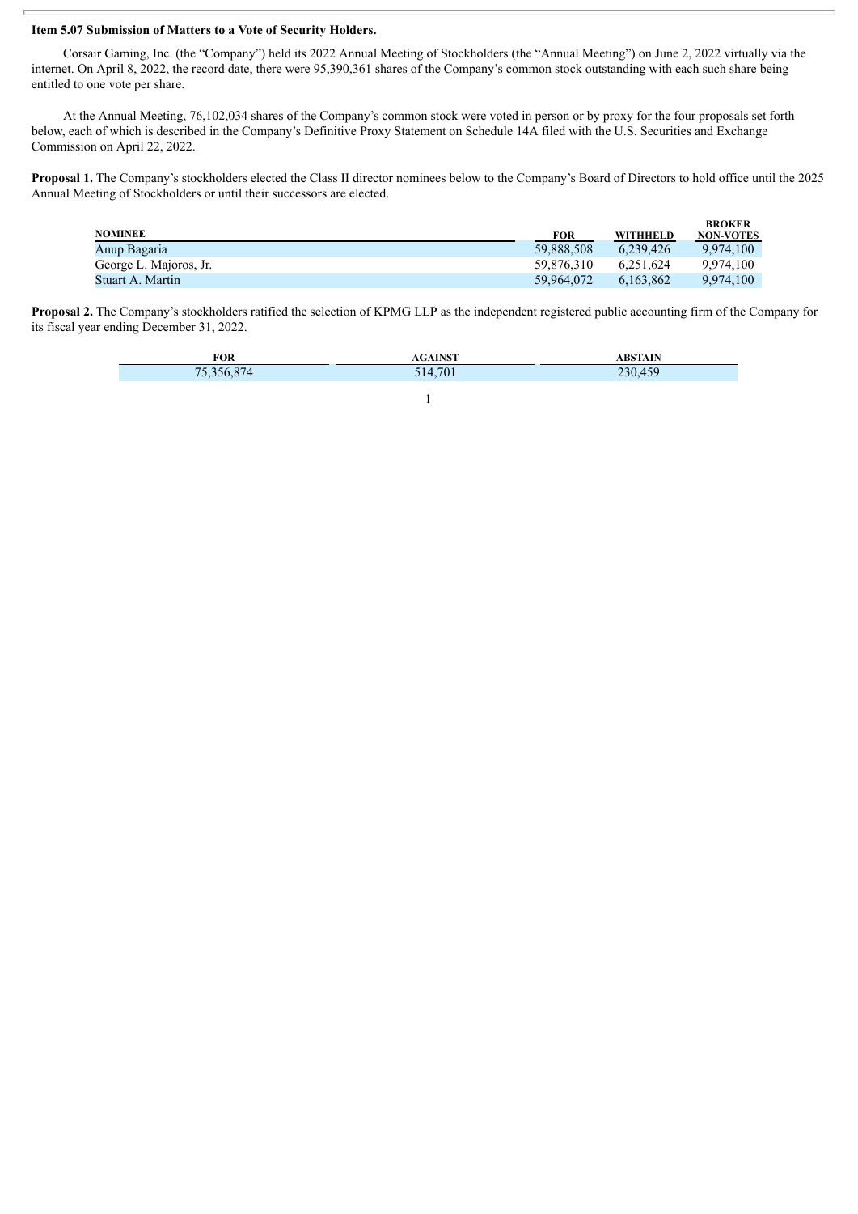**Item 5.07 Submission of Matters to a Vote of Security Holders.**

Corsair Gaming, Inc. (the "Company") held its 2022 Annual Meeting of Stockholders (the "Annual Meeting") on June 2, 2022 virtually via the internet. On April 8, 2022, the record date, there were 95,390,361 shares of the Company's common stock outstanding with each such share being entitled to one vote per share.

At the Annual Meeting, 76,102,034 shares of the Company's common stock were voted in person or by proxy for the four proposals set forth below, each of which is described in the Company's Definitive Proxy Statement on Schedule 14A filed with the U.S. Securities and Exchange Commission on April 22, 2022.

**Proposal 1.** The Company's stockholders elected the Class II director nominees below to the Company's Board of Directors to hold office until the 2025 Annual Meeting of Stockholders or until their successors are elected.

| NOMINEE | FOR | WITHHELD | BROKER NON-VOTES |
|---|---|---|---|
| Anup Bagaria | 59,888,508 | 6,239,426 | 9,974,100 |
| George L. Majoros, Jr. | 59,876,310 | 6,251,624 | 9,974,100 |
| Stuart A. Martin | 59,964,072 | 6,163,862 | 9,974,100 |

**Proposal 2.** The Company's stockholders ratified the selection of KPMG LLP as the independent registered public accounting firm of the Company for its fiscal year ending December 31, 2022.

| FOR | AGAINST | ABSTAIN |
|---|---|---|
| 75,356,874 | 514,701 | 230,459 |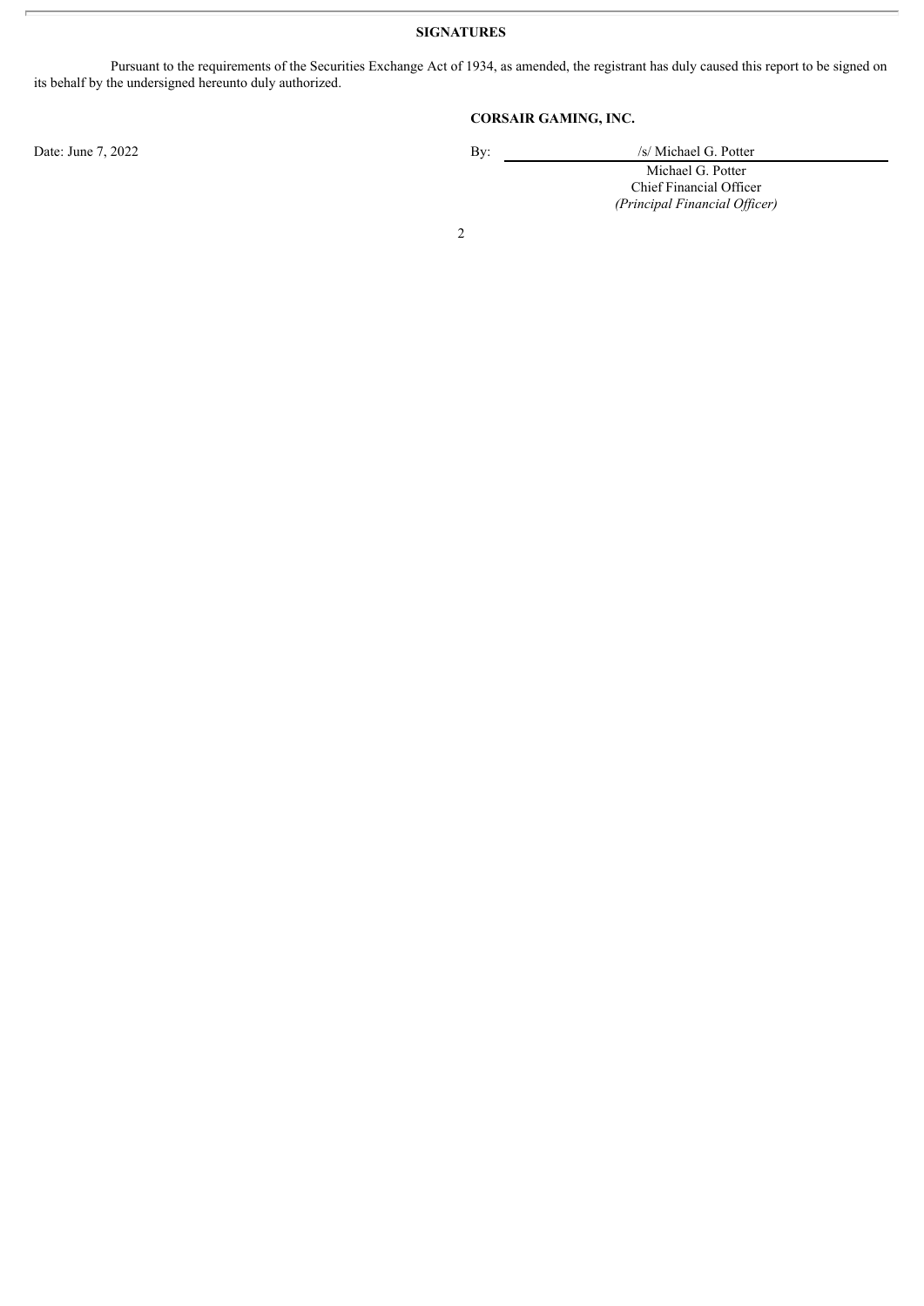## SIGNATURES

Pursuant to the requirements of the Securities Exchange Act of 1934, as amended, the registrant has duly caused this report to be signed on its behalf by the undersigned hereunto duly authorized.

**CORSAIR GAMING, INC.**

Date: June 7, 2022

By: /s/ Michael G. Potter

Michael G. Potter
Chief Financial Officer
*(Principal Financial Officer)*